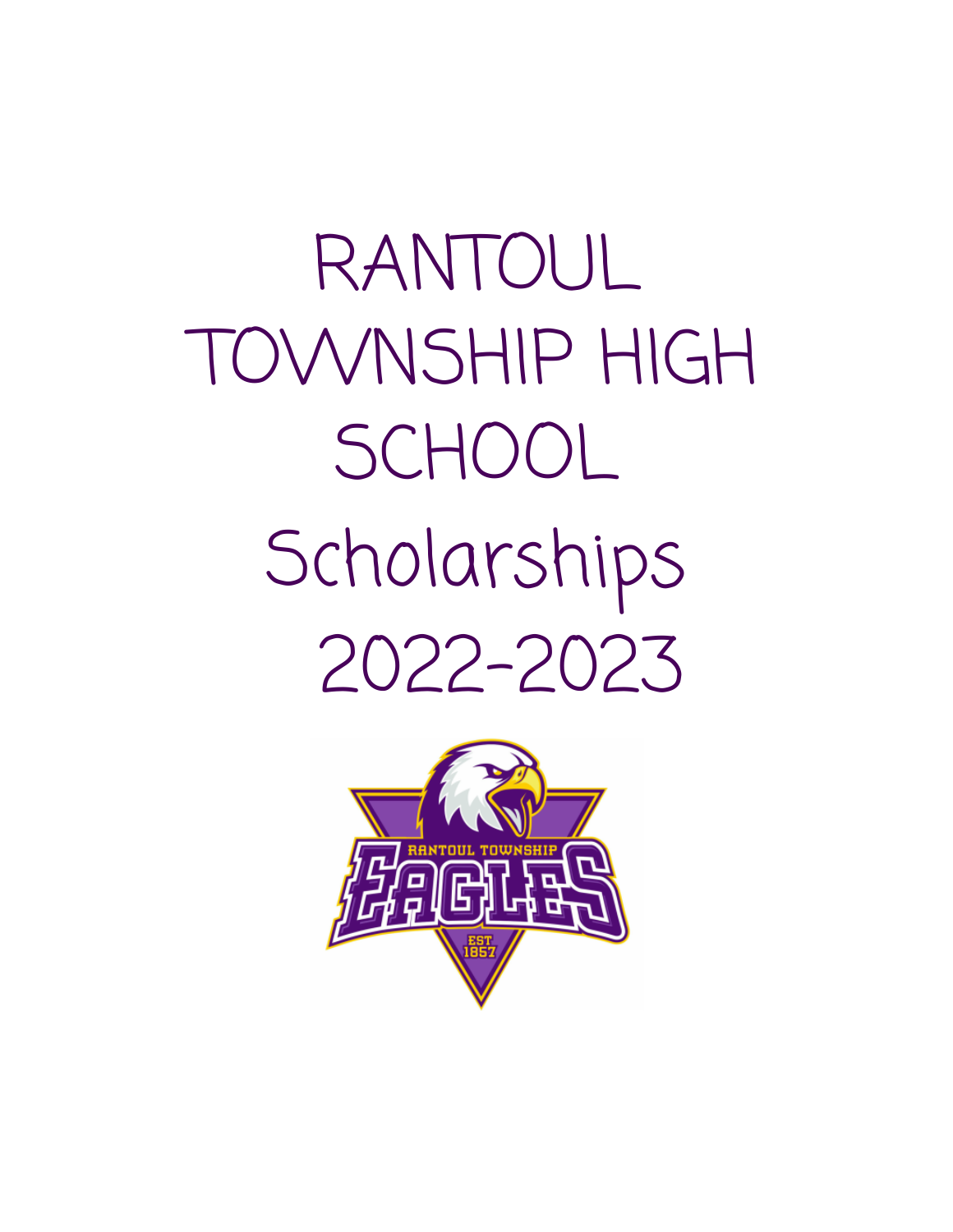# RANTOUL TOWNSHIP HIGH SCHOOL

# Scholarships 2022-2023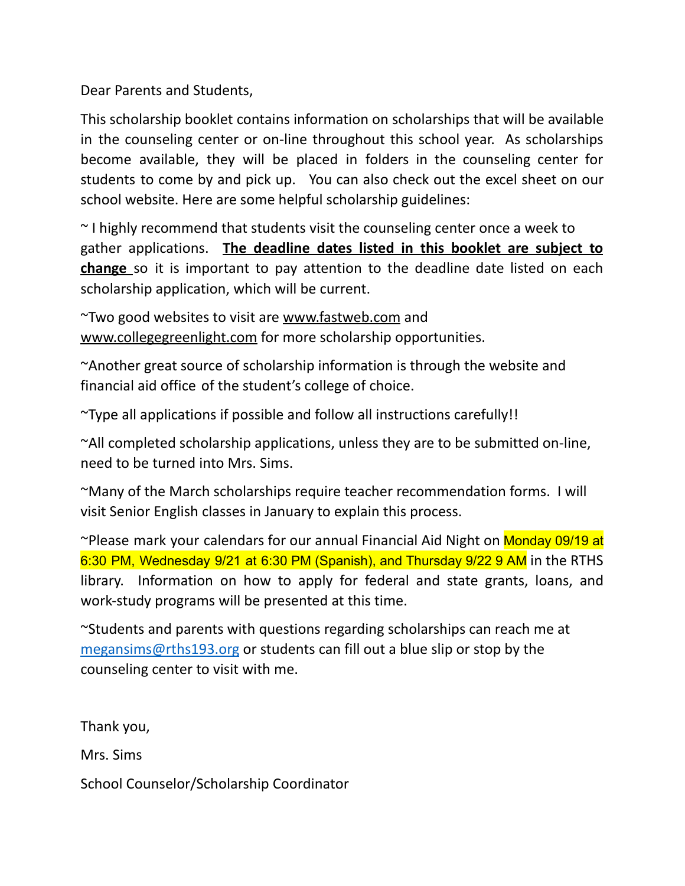Dear Parents and Students,

This scholarship booklet contains information on scholarships that will be available in the counseling center or on-line throughout this school year. As scholarships become available, they will be placed in folders in the counseling center for students to come by and pick up. You can also check out the excel sheet on our school website. Here are some helpful scholarship guidelines:

~ I highly recommend that students visit the counseling center once a week to gather applications. **The deadline dates listed in this booklet are subject to change** so it is important to pay attention to the deadline date listed on each scholarship application, which will be current.

~Two good websites to visit are www.fastweb.com and www.collegegreenlight.com for more scholarship opportunities.

~Another great source of scholarship information is through the website and financial aid office of the student's college of choice.

~Type all applications if possible and follow all instructions carefully!!

~All completed scholarship applications, unless they are to be submitted on-line, need to be turned into Mrs. Sims.

~Many of the March scholarships require teacher recommendation forms. I will visit Senior English classes in January to explain this process.

~Please mark your calendars for our annual Financial Aid Night on Monday 09/19 at 6:30 PM, Wednesday 9/21 at 6:30 PM (Spanish), and Thursday 9/22 9 AM in the RTHS library. Information on how to apply for federal and state grants, loans, and work-study programs will be presented at this time.

~Students and parents with questions regarding scholarships can reach me at megansims@rths193.org or students can fill out a blue slip or stop by the counseling center to visit with me.

Thank you,

Mrs. Sims

School Counselor/Scholarship Coordinator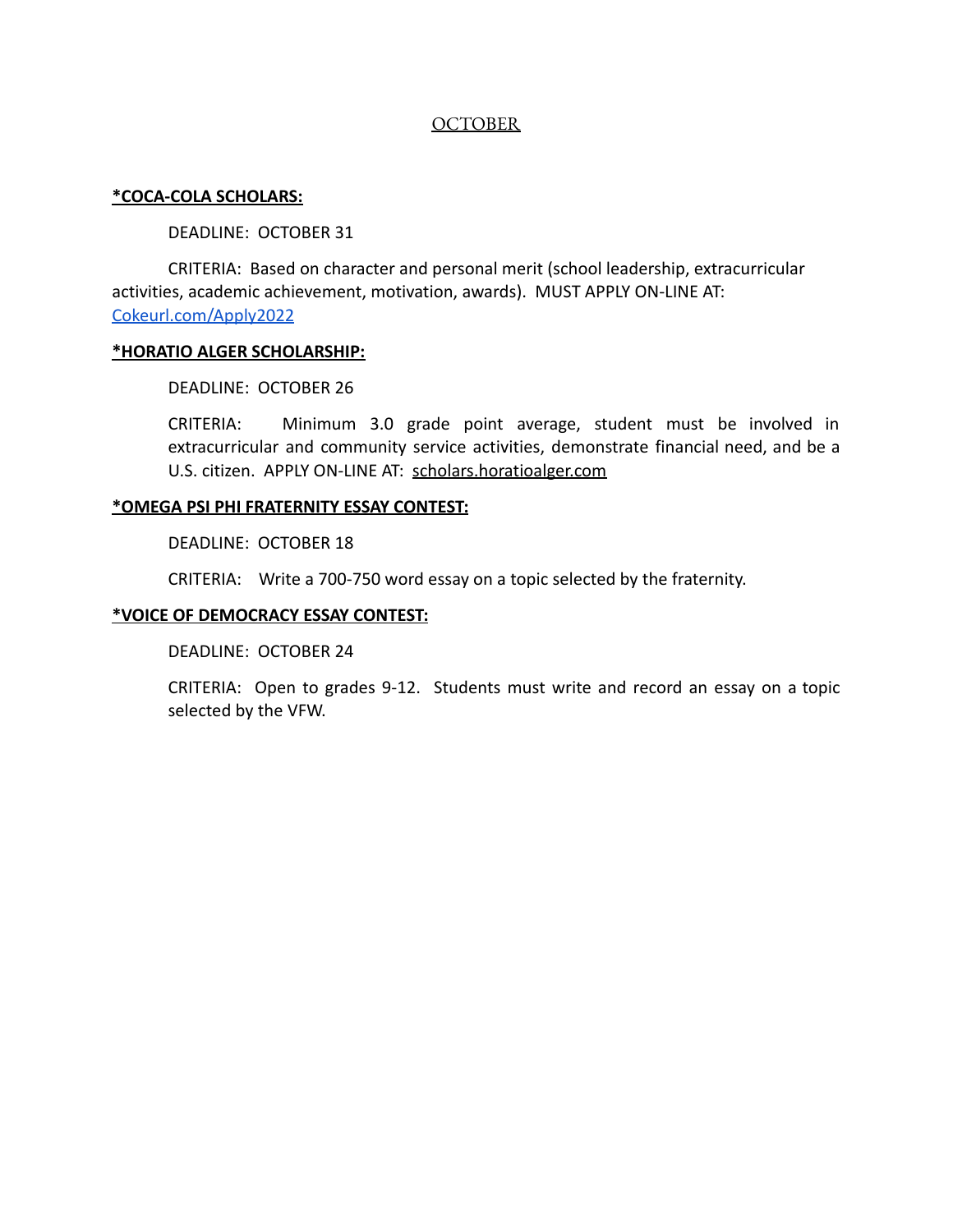## OCTOBER

**\*COCA-COLA SCHOLARS:**

DEADLINE: OCTOBER 31

CRITERIA: Based on character and personal merit (school leadership, extracurricular activities, academic achievement, motivation, awards). MUST APPLY ON-LINE AT: [Cokeurl.com/Apply2022](Cokeurl.com/Apply2022)

**\*HORATIO ALGER SCHOLARSHIP:**

DEADLINE: OCTOBER 26

CRITERIA: Minimum 3.0 grade point average, student must be involved in extracurricular and community service activities, demonstrate financial need, and be a U.S. citizen. APPLY ON-LINE AT: scholars.horatioalger.com

**\*OMEGA PSI PHI FRATERNITY ESSAY CONTEST:**

DEADLINE: OCTOBER 18

CRITERIA: Write a 700-750 word essay on a topic selected by the fraternity.

**\*VOICE OF DEMOCRACY ESSAY CONTEST:**

DEADLINE: OCTOBER 24

CRITERIA: Open to grades 9-12. Students must write and record an essay on a topic selected by the VFW.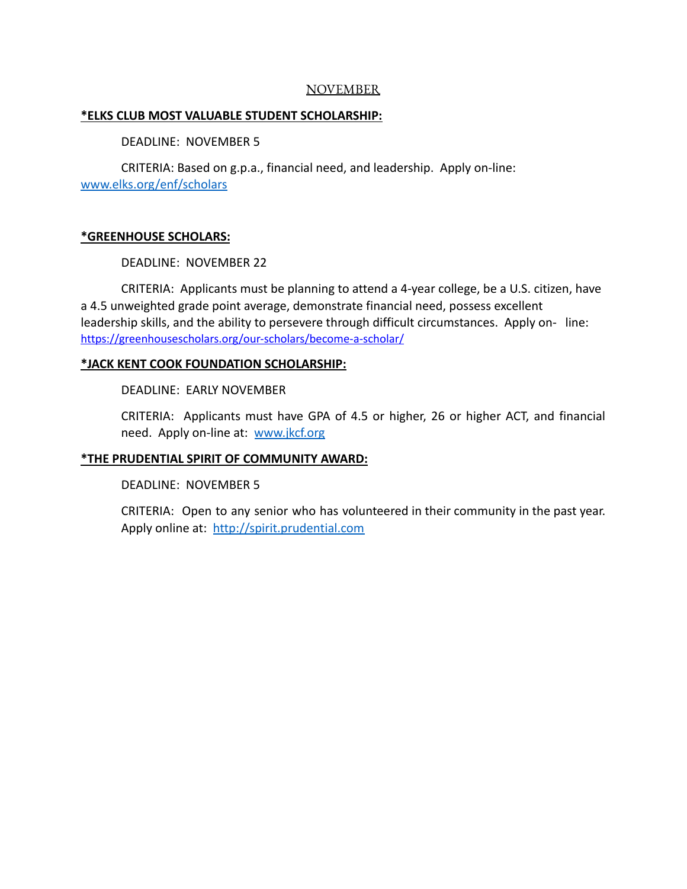## NOVEMBER

**\*ELKS CLUB MOST VALUABLE STUDENT SCHOLARSHIP:**

DEADLINE: NOVEMBER 5

CRITERIA: Based on g.p.a., financial need, and leadership. Apply on-line: www.elks.org/enf/scholars

**\*GREENHOUSE SCHOLARS:**

DEADLINE: NOVEMBER 22

CRITERIA: Applicants must be planning to attend a 4-year college, be a U.S. citizen, have a 4.5 unweighted grade point average, demonstrate financial need, possess excellent leadership skills, and the ability to persevere through difficult circumstances. Apply on- line: https://greenhousescholars.org/our-scholars/become-a-scholar/

**\*JACK KENT COOK FOUNDATION SCHOLARSHIP:**

DEADLINE: EARLY NOVEMBER

CRITERIA: Applicants must have GPA of 4.5 or higher, 26 or higher ACT, and financial need. Apply on-line at: www.jkcf.org

**\*THE PRUDENTIAL SPIRIT OF COMMUNITY AWARD:**

DEADLINE: NOVEMBER 5

CRITERIA: Open to any senior who has volunteered in their community in the past year. Apply online at: http://spirit.prudential.com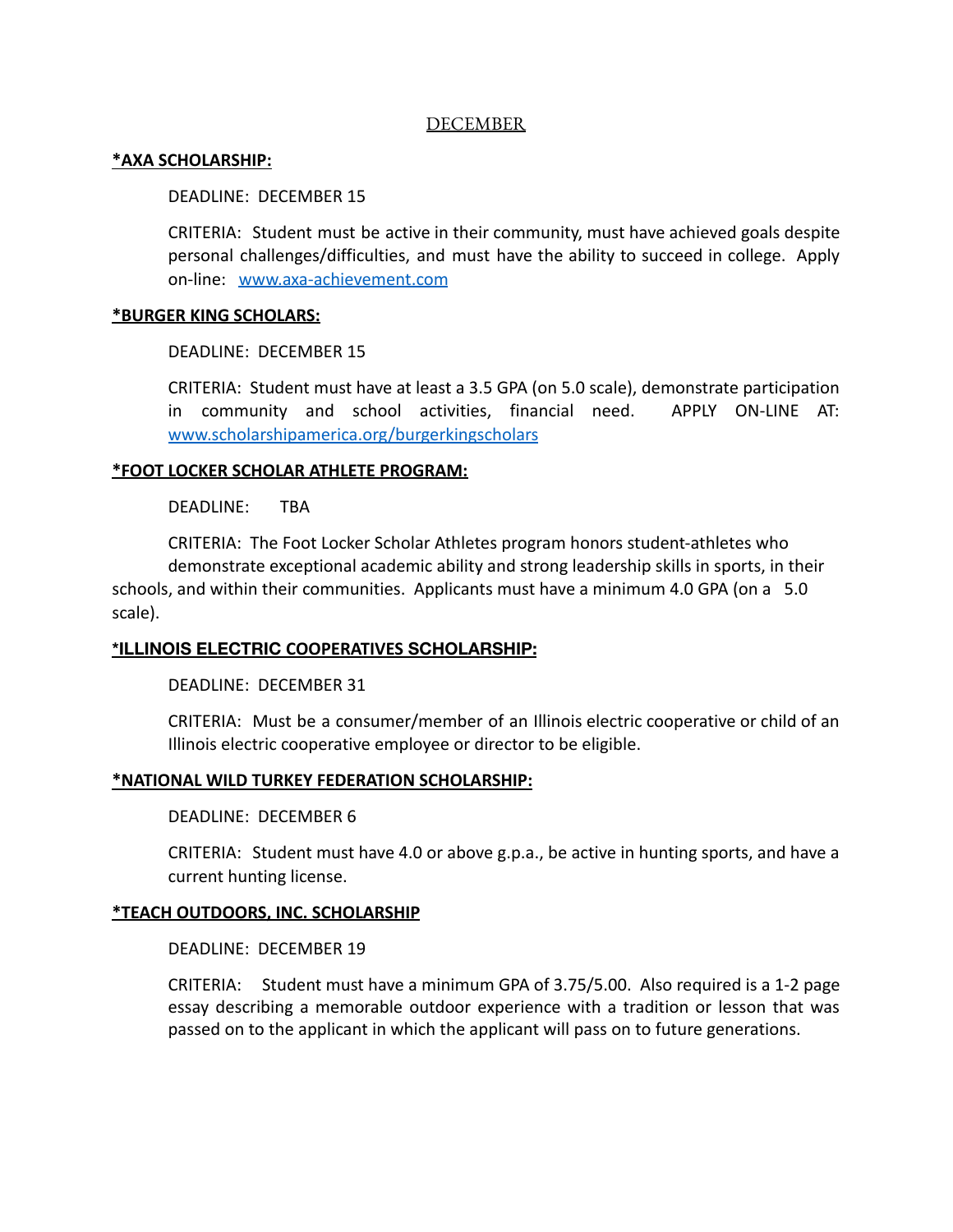## DECEMBER

**\*AXA SCHOLARSHIP:**

DEADLINE: DECEMBER 15

CRITERIA: Student must be active in their community, must have achieved goals despite personal challenges/difficulties, and must have the ability to succeed in college. Apply on-line: [www.axa-achievement.com](http://www.axa-achievement.com)

**\*BURGER KING SCHOLARS:**

DEADLINE: DECEMBER 15

CRITERIA: Student must have at least a 3.5 GPA (on 5.0 scale), demonstrate participation in community and school activities, financial need. APPLY ON-LINE AT: [www.scholarshipamerica.org/burgerkingscholars](http://www.scholarshipamerica.org/burgerkingscholars)

**\*FOOT LOCKER SCHOLAR ATHLETE PROGRAM:**

DEADLINE: TBA

CRITERIA: The Foot Locker Scholar Athletes program honors student-athletes who demonstrate exceptional academic ability and strong leadership skills in sports, in their schools, and within their communities. Applicants must have a minimum 4.0 GPA (on a 5.0 scale).

**\*ILLINOIS ELECTRIC COOPERATIVES SCHOLARSHIP:**

DEADLINE: DECEMBER 31

CRITERIA: Must be a consumer/member of an Illinois electric cooperative or child of an Illinois electric cooperative employee or director to be eligible.

**\*NATIONAL WILD TURKEY FEDERATION SCHOLARSHIP:**

DEADLINE: DECEMBER 6

CRITERIA: Student must have 4.0 or above g.p.a., be active in hunting sports, and have a current hunting license.

**\*TEACH OUTDOORS, INC. SCHOLARSHIP**

DEADLINE: DECEMBER 19

CRITERIA: Student must have a minimum GPA of 3.75/5.00. Also required is a 1-2 page essay describing a memorable outdoor experience with a tradition or lesson that was passed on to the applicant in which the applicant will pass on to future generations.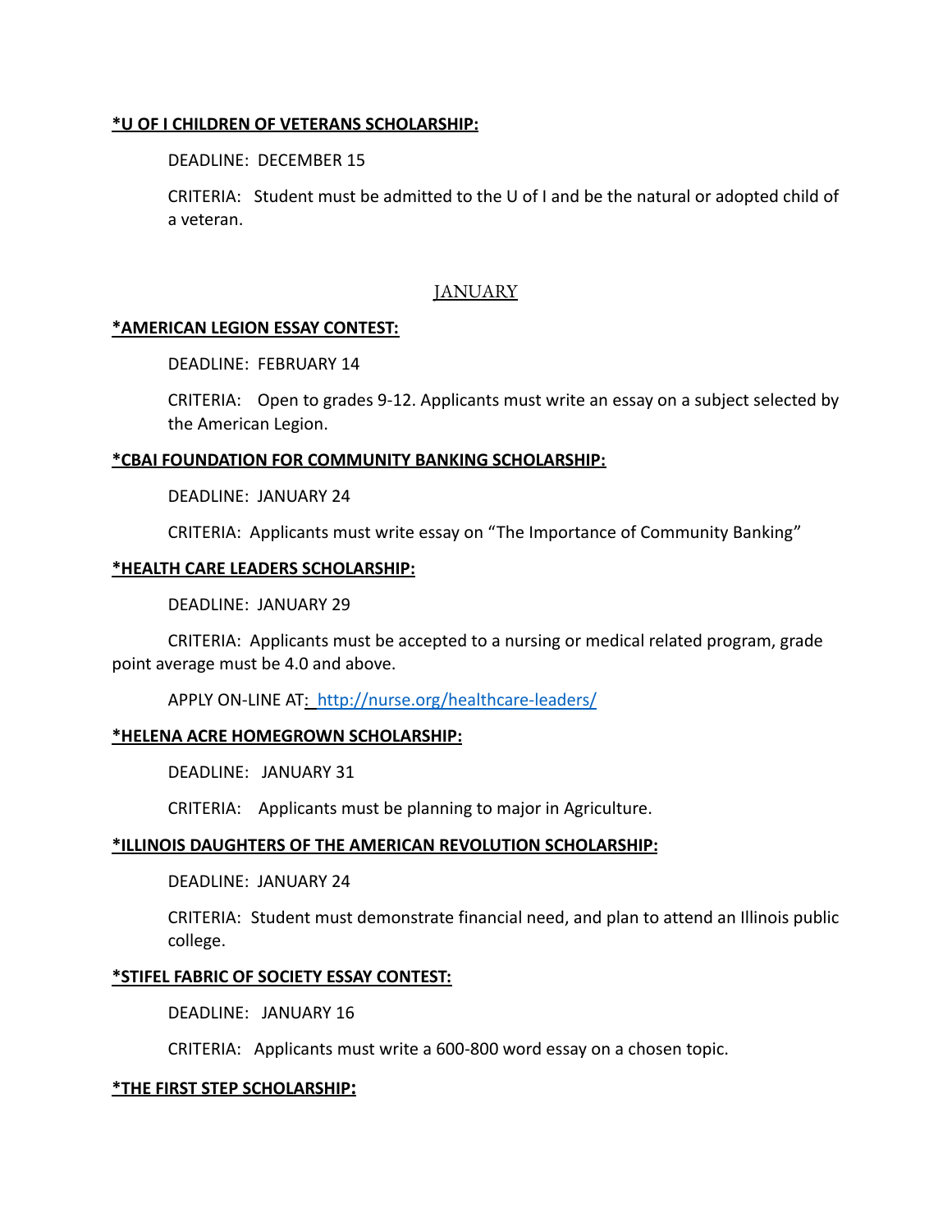**\*U OF I CHILDREN OF VETERANS SCHOLARSHIP:**

DEADLINE: DECEMBER 15

CRITERIA: Student must be admitted to the U of I and be the natural or adopted child of a veteran.

## JANUARY

**\*AMERICAN LEGION ESSAY CONTEST:**

DEADLINE: FEBRUARY 14

CRITERIA: Open to grades 9-12. Applicants must write an essay on a subject selected by the American Legion.

**\*CBAI FOUNDATION FOR COMMUNITY BANKING SCHOLARSHIP:**

DEADLINE: JANUARY 24

CRITERIA: Applicants must write essay on "The Importance of Community Banking"

**\*HEALTH CARE LEADERS SCHOLARSHIP:**

DEADLINE: JANUARY 29

CRITERIA: Applicants must be accepted to a nursing or medical related program, grade point average must be 4.0 and above.

APPLY ON-LINE AT: [http://nurse.org/healthcare-leaders/](http://nurse.org/healthcare-leaders/)

**\*HELENA ACRE HOMEGROWN SCHOLARSHIP:**

DEADLINE: JANUARY 31

CRITERIA: Applicants must be planning to major in Agriculture.

**\*ILLINOIS DAUGHTERS OF THE AMERICAN REVOLUTION SCHOLARSHIP:**

DEADLINE: JANUARY 24

CRITERIA: Student must demonstrate financial need, and plan to attend an Illinois public college.

**\*STIFEL FABRIC OF SOCIETY ESSAY CONTEST:**

DEADLINE: JANUARY 16

CRITERIA: Applicants must write a 600-800 word essay on a chosen topic.

**\*THE FIRST STEP SCHOLARSHIP:**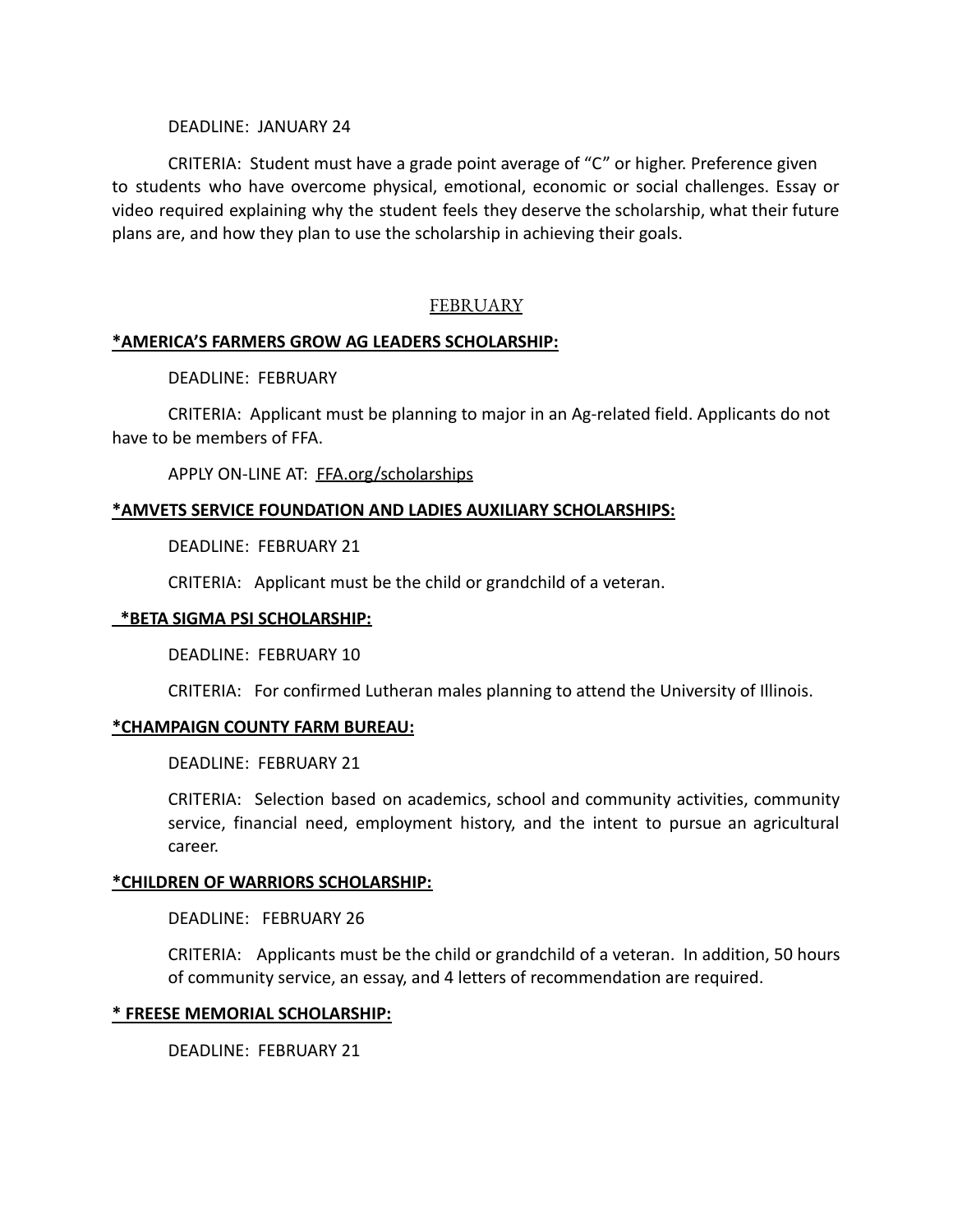DEADLINE: JANUARY 24

CRITERIA: Student must have a grade point average of "C" or higher. Preference given to students who have overcome physical, emotional, economic or social challenges. Essay or video required explaining why the student feels they deserve the scholarship, what their future plans are, and how they plan to use the scholarship in achieving their goals.

## FEBRUARY

**<u>*AMERICA'S FARMERS GROW AG LEADERS SCHOLARSHIP:</u>**

DEADLINE: FEBRUARY

CRITERIA: Applicant must be planning to major in an Ag-related field. Applicants do not have to be members of FFA.

APPLY ON-LINE AT: FFA.org/scholarships

**<u>*AMVETS SERVICE FOUNDATION AND LADIES AUXILIARY SCHOLARSHIPS:</u>**

DEADLINE: FEBRUARY 21

CRITERIA: Applicant must be the child or grandchild of a veteran.

**<u>*BETA SIGMA PSI SCHOLARSHIP:</u>**

DEADLINE: FEBRUARY 10

CRITERIA: For confirmed Lutheran males planning to attend the University of Illinois.

**<u>*CHAMPAIGN COUNTY FARM BUREAU:</u>**

DEADLINE: FEBRUARY 21

CRITERIA: Selection based on academics, school and community activities, community service, financial need, employment history, and the intent to pursue an agricultural career.

**<u>*CHILDREN OF WARRIORS SCHOLARSHIP:</u>**

DEADLINE: FEBRUARY 26

CRITERIA: Applicants must be the child or grandchild of a veteran. In addition, 50 hours of community service, an essay, and 4 letters of recommendation are required.

**<u>* FREESE MEMORIAL SCHOLARSHIP:</u>**

DEADLINE: FEBRUARY 21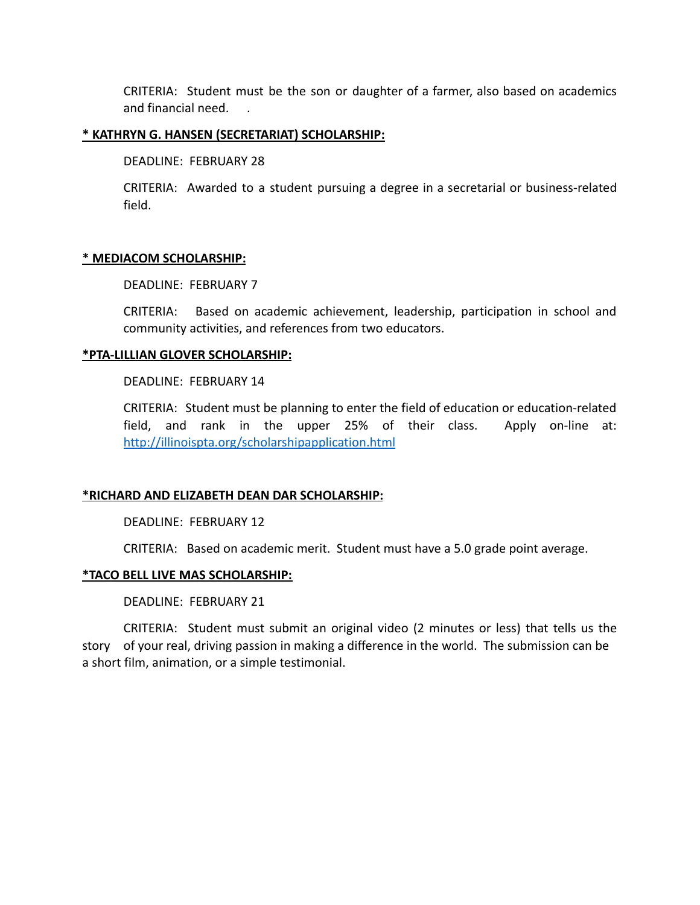CRITERIA: Student must be the son or daughter of a farmer, also based on academics and financial need.

**<u>* KATHRYN G. HANSEN (SECRETARIAT) SCHOLARSHIP:</u>**

DEADLINE: FEBRUARY 28

CRITERIA: Awarded to a student pursuing a degree in a secretarial or business-related field.

**<u>* MEDIACOM SCHOLARSHIP:</u>**

DEADLINE: FEBRUARY 7

CRITERIA: Based on academic achievement, leadership, participation in school and community activities, and references from two educators.

**<u>*PTA-LILLIAN GLOVER SCHOLARSHIP:</u>**

DEADLINE: FEBRUARY 14

CRITERIA: Student must be planning to enter the field of education or education-related field, and rank in the upper 25% of their class. Apply on-line at: http://illinoispta.org/scholarshipapplication.html

**<u>*RICHARD AND ELIZABETH DEAN DAR SCHOLARSHIP:</u>**

DEADLINE: FEBRUARY 12

CRITERIA: Based on academic merit. Student must have a 5.0 grade point average.

**<u>*TACO BELL LIVE MAS SCHOLARSHIP:</u>**

DEADLINE: FEBRUARY 21

CRITERIA: Student must submit an original video (2 minutes or less) that tells us the story of your real, driving passion in making a difference in the world. The submission can be a short film, animation, or a simple testimonial.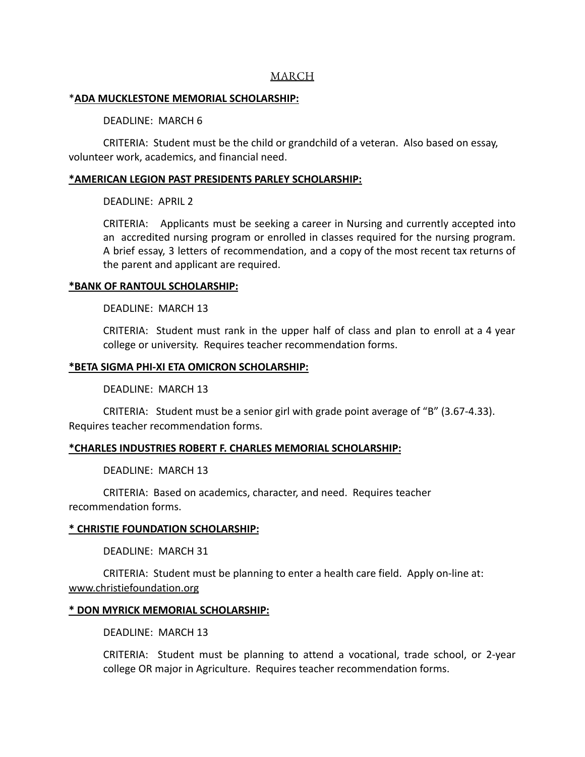## MARCH

**\*ADA MUCKLESTONE MEMORIAL SCHOLARSHIP:**

DEADLINE: MARCH 6

CRITERIA: Student must be the child or grandchild of a veteran. Also based on essay, volunteer work, academics, and financial need.

**\*AMERICAN LEGION PAST PRESIDENTS PARLEY SCHOLARSHIP:**

DEADLINE: APRIL 2

CRITERIA: Applicants must be seeking a career in Nursing and currently accepted into an accredited nursing program or enrolled in classes required for the nursing program. A brief essay, 3 letters of recommendation, and a copy of the most recent tax returns of the parent and applicant are required.

**\*BANK OF RANTOUL SCHOLARSHIP:**

DEADLINE: MARCH 13

CRITERIA: Student must rank in the upper half of class and plan to enroll at a 4 year college or university. Requires teacher recommendation forms.

**\*BETA SIGMA PHI-XI ETA OMICRON SCHOLARSHIP:**

DEADLINE: MARCH 13

CRITERIA: Student must be a senior girl with grade point average of "B" (3.67-4.33). Requires teacher recommendation forms.

**\*CHARLES INDUSTRIES ROBERT F. CHARLES MEMORIAL SCHOLARSHIP:**

DEADLINE: MARCH 13

CRITERIA: Based on academics, character, and need. Requires teacher recommendation forms.

**\* CHRISTIE FOUNDATION SCHOLARSHIP:**

DEADLINE: MARCH 31

CRITERIA: Student must be planning to enter a health care field. Apply on-line at: www.christiefoundation.org

**\* DON MYRICK MEMORIAL SCHOLARSHIP:**

DEADLINE: MARCH 13

CRITERIA: Student must be planning to attend a vocational, trade school, or 2-year college OR major in Agriculture. Requires teacher recommendation forms.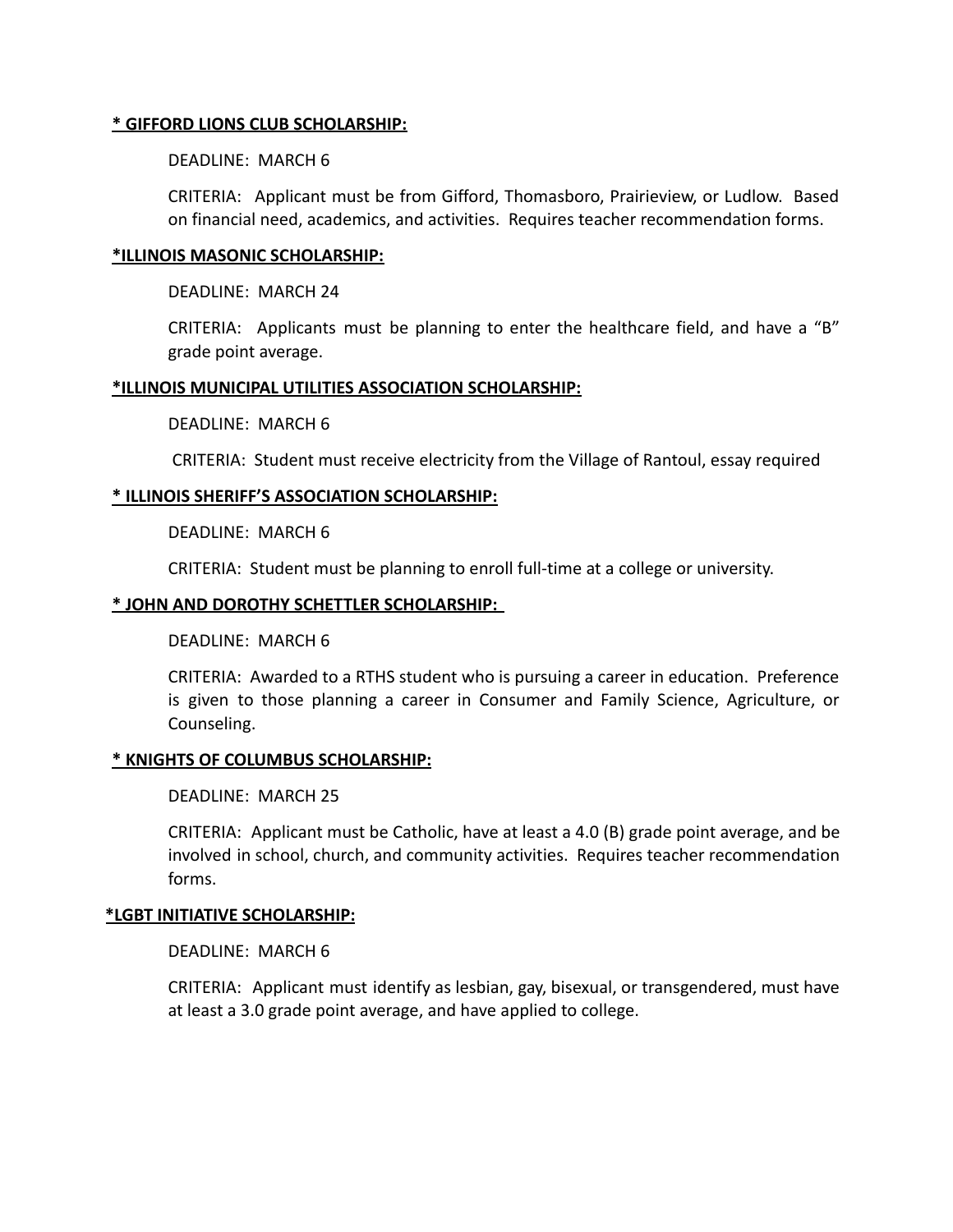**<u>* GIFFORD LIONS CLUB SCHOLARSHIP:</u>**

DEADLINE: MARCH 6

CRITERIA: Applicant must be from Gifford, Thomasboro, Prairieview, or Ludlow. Based on financial need, academics, and activities. Requires teacher recommendation forms.

**<u>*ILLINOIS MASONIC SCHOLARSHIP:</u>**

DEADLINE: MARCH 24

CRITERIA: Applicants must be planning to enter the healthcare field, and have a "B" grade point average.

**<u>*ILLINOIS MUNICIPAL UTILITIES ASSOCIATION SCHOLARSHIP:</u>**

DEADLINE: MARCH 6

CRITERIA: Student must receive electricity from the Village of Rantoul, essay required

**<u>* ILLINOIS SHERIFF'S ASSOCIATION SCHOLARSHIP:</u>**

DEADLINE: MARCH 6

CRITERIA: Student must be planning to enroll full-time at a college or university.

**<u>* JOHN AND DOROTHY SCHETTLER SCHOLARSHIP:</u>**

DEADLINE: MARCH 6

CRITERIA: Awarded to a RTHS student who is pursuing a career in education. Preference is given to those planning a career in Consumer and Family Science, Agriculture, or Counseling.

**<u>* KNIGHTS OF COLUMBUS SCHOLARSHIP:</u>**

DEADLINE: MARCH 25

CRITERIA: Applicant must be Catholic, have at least a 4.0 (B) grade point average, and be involved in school, church, and community activities. Requires teacher recommendation forms.

**<u>*LGBT INITIATIVE SCHOLARSHIP:</u>**

DEADLINE: MARCH 6

CRITERIA: Applicant must identify as lesbian, gay, bisexual, or transgendered, must have at least a 3.0 grade point average, and have applied to college.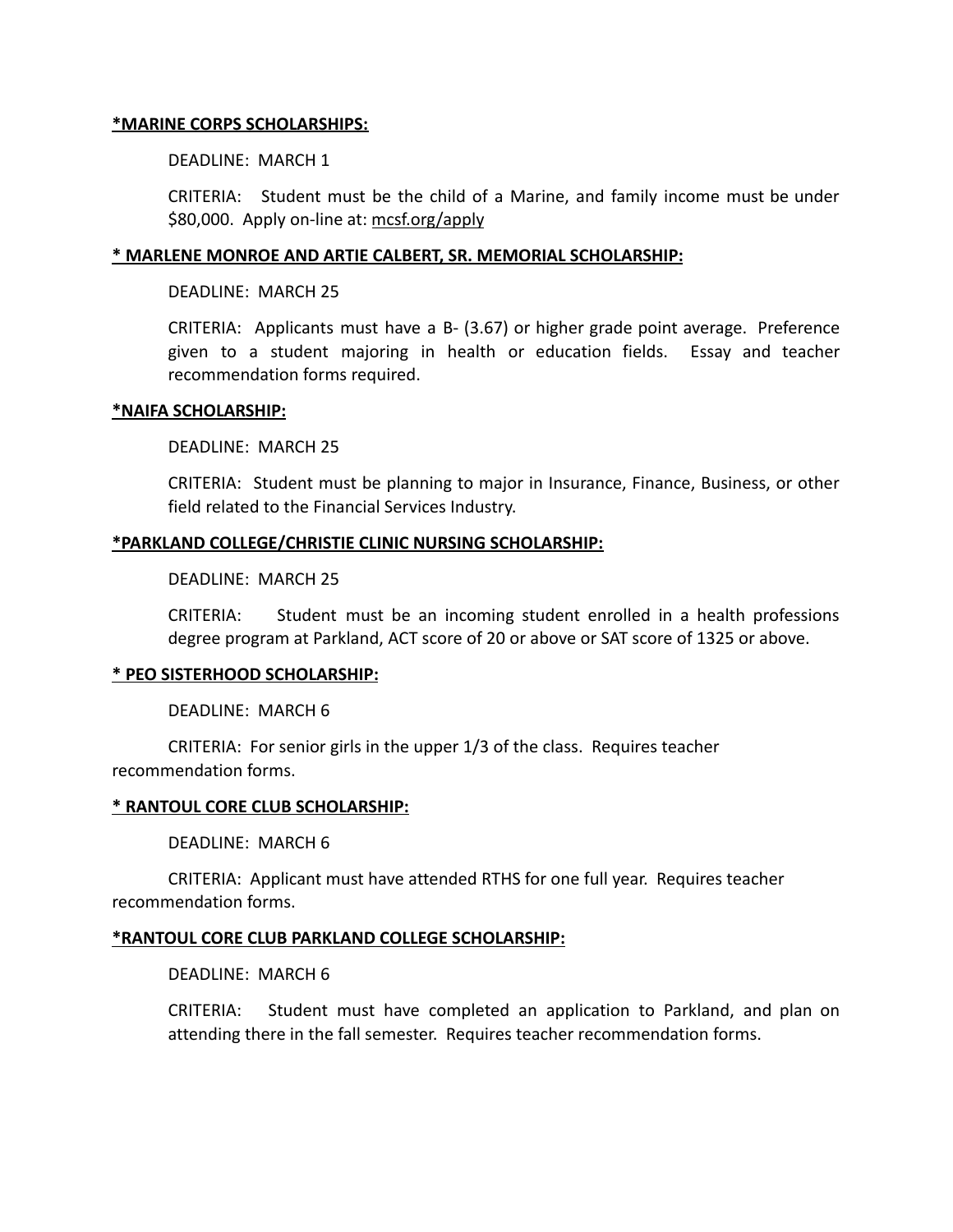**\*MARINE CORPS SCHOLARSHIPS:**

DEADLINE: MARCH 1

CRITERIA: Student must be the child of a Marine, and family income must be under $80,000. Apply on-line at: mcsf.org/apply

**\* MARLENE MONROE AND ARTIE CALBERT, SR. MEMORIAL SCHOLARSHIP:**

DEADLINE: MARCH 25

CRITERIA: Applicants must have a B- (3.67) or higher grade point average. Preference given to a student majoring in health or education fields. Essay and teacher recommendation forms required.

**\*NAIFA SCHOLARSHIP:**

DEADLINE: MARCH 25

CRITERIA: Student must be planning to major in Insurance, Finance, Business, or other field related to the Financial Services Industry.

**\*PARKLAND COLLEGE/CHRISTIE CLINIC NURSING SCHOLARSHIP:**

DEADLINE: MARCH 25

CRITERIA: Student must be an incoming student enrolled in a health professions degree program at Parkland, ACT score of 20 or above or SAT score of 1325 or above.

**\* PEO SISTERHOOD SCHOLARSHIP:**

DEADLINE: MARCH 6

CRITERIA: For senior girls in the upper 1/3 of the class. Requires teacher recommendation forms.

**\* RANTOUL CORE CLUB SCHOLARSHIP:**

DEADLINE: MARCH 6

CRITERIA: Applicant must have attended RTHS for one full year. Requires teacher recommendation forms.

**\*RANTOUL CORE CLUB PARKLAND COLLEGE SCHOLARSHIP:**

DEADLINE: MARCH 6

CRITERIA: Student must have completed an application to Parkland, and plan on attending there in the fall semester. Requires teacher recommendation forms.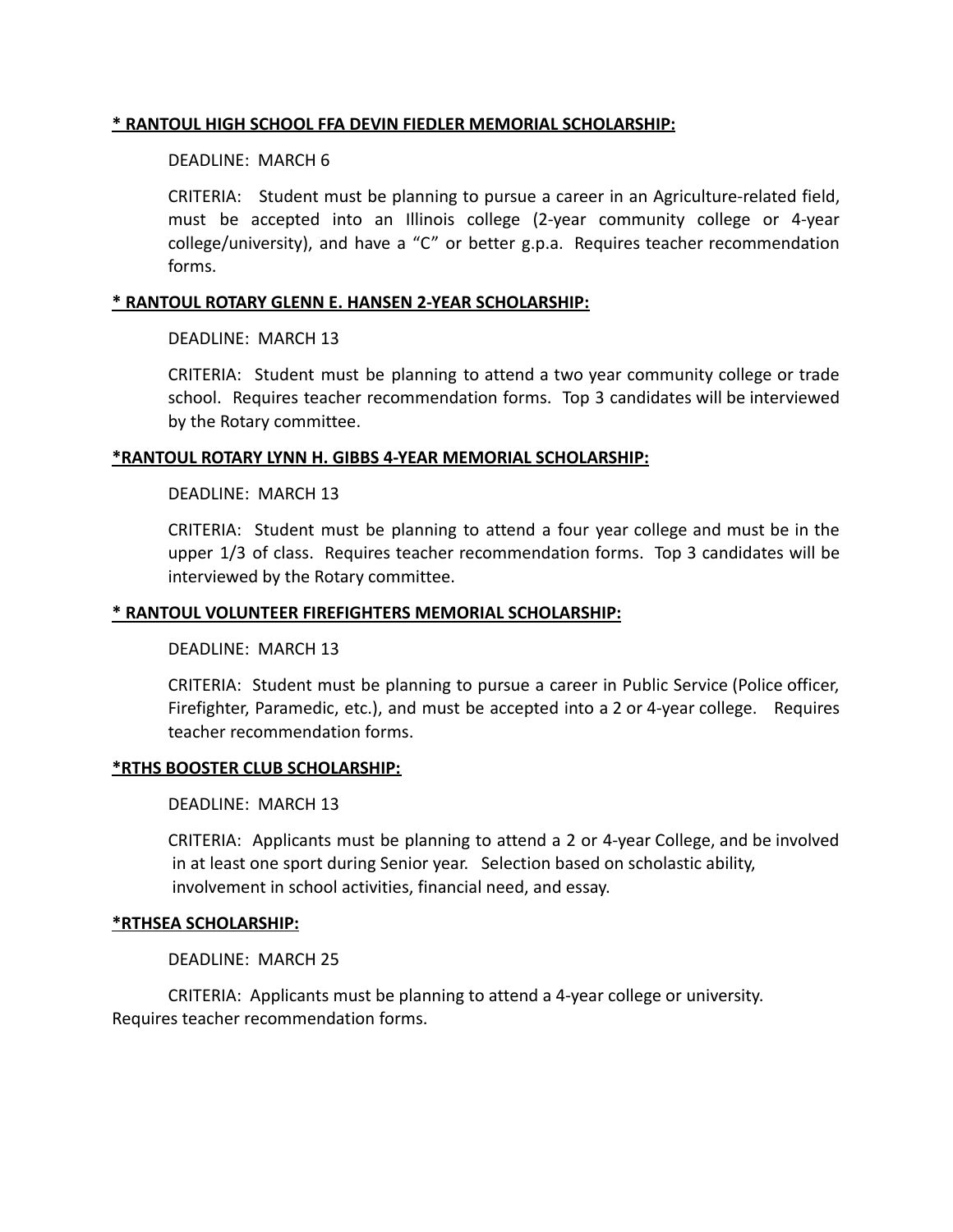**<u>* RANTOUL HIGH SCHOOL FFA DEVIN FIEDLER MEMORIAL SCHOLARSHIP:</u>**

DEADLINE: MARCH 6

CRITERIA: Student must be planning to pursue a career in an Agriculture-related field, must be accepted into an Illinois college (2-year community college or 4-year college/university), and have a "C" or better g.p.a. Requires teacher recommendation forms.

**<u>* RANTOUL ROTARY GLENN E. HANSEN 2-YEAR SCHOLARSHIP:</u>**

DEADLINE: MARCH 13

CRITERIA: Student must be planning to attend a two year community college or trade school. Requires teacher recommendation forms. Top 3 candidates will be interviewed by the Rotary committee.

**<u>*RANTOUL ROTARY LYNN H. GIBBS 4-YEAR MEMORIAL SCHOLARSHIP:</u>**

DEADLINE: MARCH 13

CRITERIA: Student must be planning to attend a four year college and must be in the upper 1/3 of class. Requires teacher recommendation forms. Top 3 candidates will be interviewed by the Rotary committee.

**<u>* RANTOUL VOLUNTEER FIREFIGHTERS MEMORIAL SCHOLARSHIP:</u>**

DEADLINE: MARCH 13

CRITERIA: Student must be planning to pursue a career in Public Service (Police officer, Firefighter, Paramedic, etc.), and must be accepted into a 2 or 4-year college. Requires teacher recommendation forms.

**<u>*RTHS BOOSTER CLUB SCHOLARSHIP:</u>**

DEADLINE: MARCH 13

CRITERIA: Applicants must be planning to attend a 2 or 4-year College, and be involved in at least one sport during Senior year. Selection based on scholastic ability, involvement in school activities, financial need, and essay.

**<u>*RTHSEA SCHOLARSHIP:</u>**

DEADLINE: MARCH 25

CRITERIA: Applicants must be planning to attend a 4-year college or university. Requires teacher recommendation forms.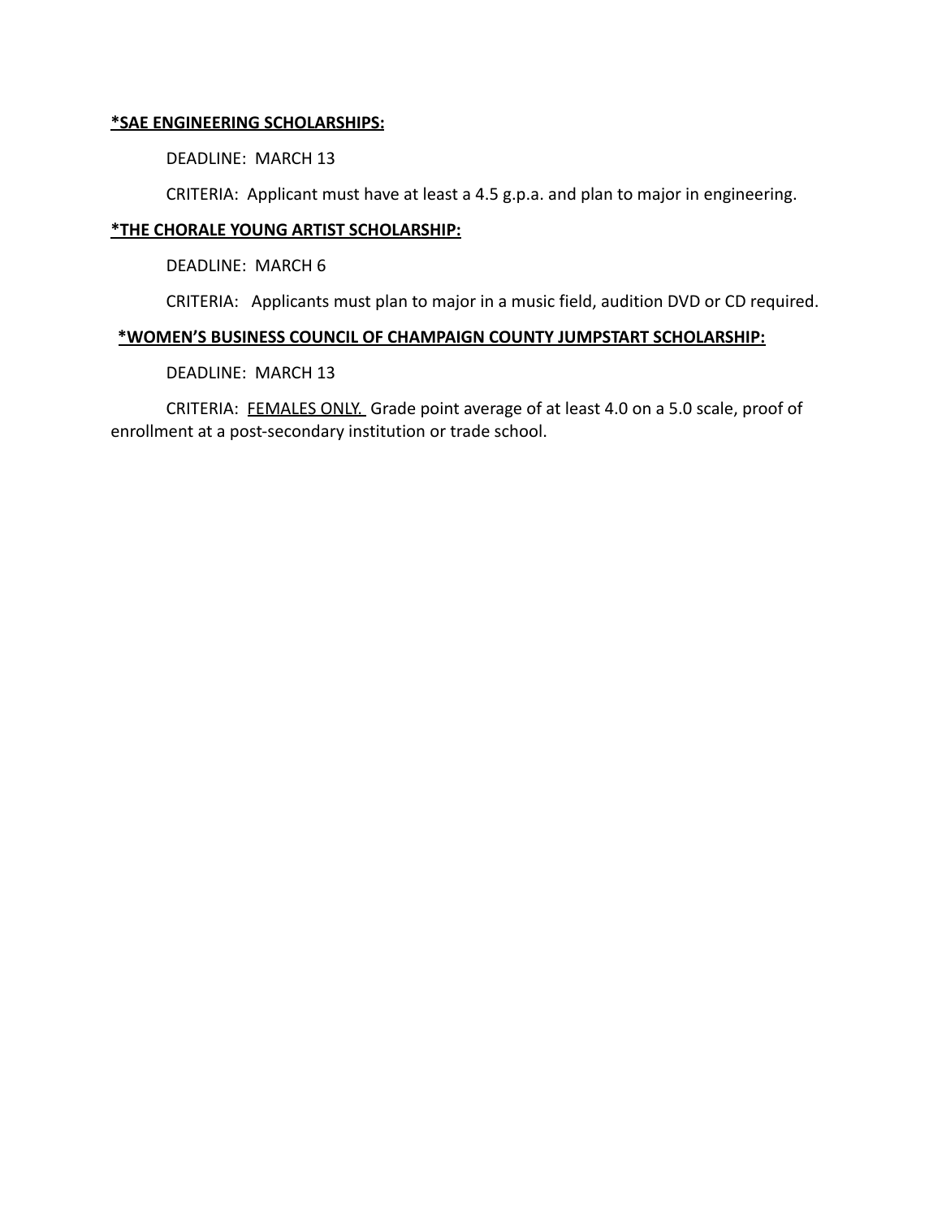**<u>*SAE ENGINEERING SCHOLARSHIPS:</u>**

DEADLINE: MARCH 13

CRITERIA: Applicant must have at least a 4.5 g.p.a. and plan to major in engineering.

**<u>*THE CHORALE YOUNG ARTIST SCHOLARSHIP:</u>**

DEADLINE: MARCH 6

CRITERIA: Applicants must plan to major in a music field, audition DVD or CD required.

**<u>*WOMEN'S BUSINESS COUNCIL OF CHAMPAIGN COUNTY JUMPSTART SCHOLARSHIP:</u>**

DEADLINE: MARCH 13

CRITERIA: <u>FEMALES ONLY.</u> Grade point average of at least 4.0 on a 5.0 scale, proof of enrollment at a post-secondary institution or trade school.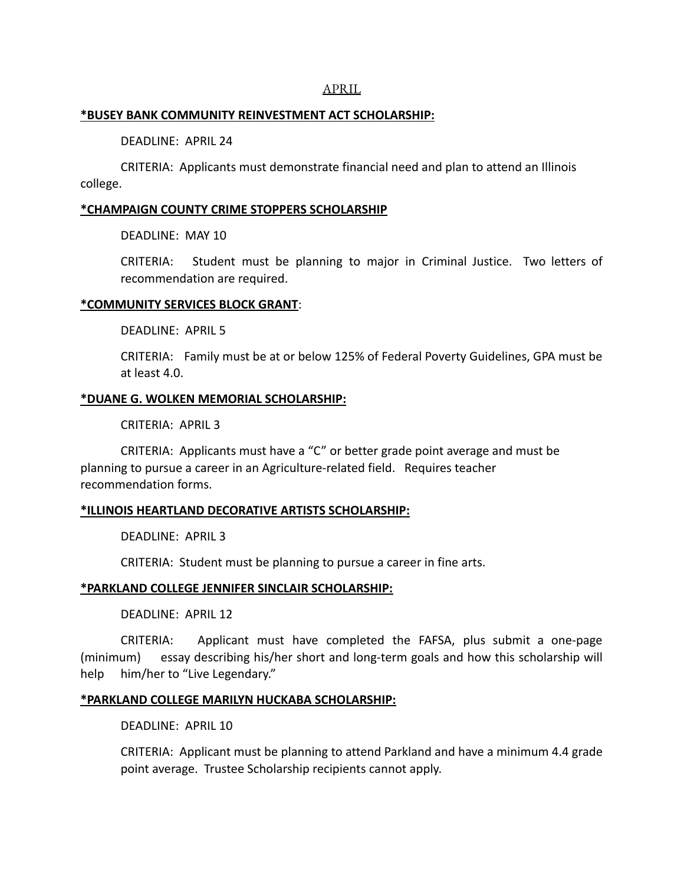## APRIL

**\*BUSEY BANK COMMUNITY REINVESTMENT ACT SCHOLARSHIP:**

DEADLINE: APRIL 24

CRITERIA: Applicants must demonstrate financial need and plan to attend an Illinois college.

**\*CHAMPAIGN COUNTY CRIME STOPPERS SCHOLARSHIP**

DEADLINE: MAY 10

CRITERIA: Student must be planning to major in Criminal Justice. Two letters of recommendation are required.

**\*COMMUNITY SERVICES BLOCK GRANT**:

DEADLINE: APRIL 5

CRITERIA: Family must be at or below 125% of Federal Poverty Guidelines, GPA must be at least 4.0.

**\*DUANE G. WOLKEN MEMORIAL SCHOLARSHIP:**

CRITERIA: APRIL 3

CRITERIA: Applicants must have a "C" or better grade point average and must be planning to pursue a career in an Agriculture-related field. Requires teacher recommendation forms.

**\*ILLINOIS HEARTLAND DECORATIVE ARTISTS SCHOLARSHIP:**

DEADLINE: APRIL 3

CRITERIA: Student must be planning to pursue a career in fine arts.

**\*PARKLAND COLLEGE JENNIFER SINCLAIR SCHOLARSHIP:**

DEADLINE: APRIL 12

CRITERIA: Applicant must have completed the FAFSA, plus submit a one-page (minimum) essay describing his/her short and long-term goals and how this scholarship will help him/her to "Live Legendary."

**\*PARKLAND COLLEGE MARILYN HUCKABA SCHOLARSHIP:**

DEADLINE: APRIL 10

CRITERIA: Applicant must be planning to attend Parkland and have a minimum 4.4 grade point average. Trustee Scholarship recipients cannot apply.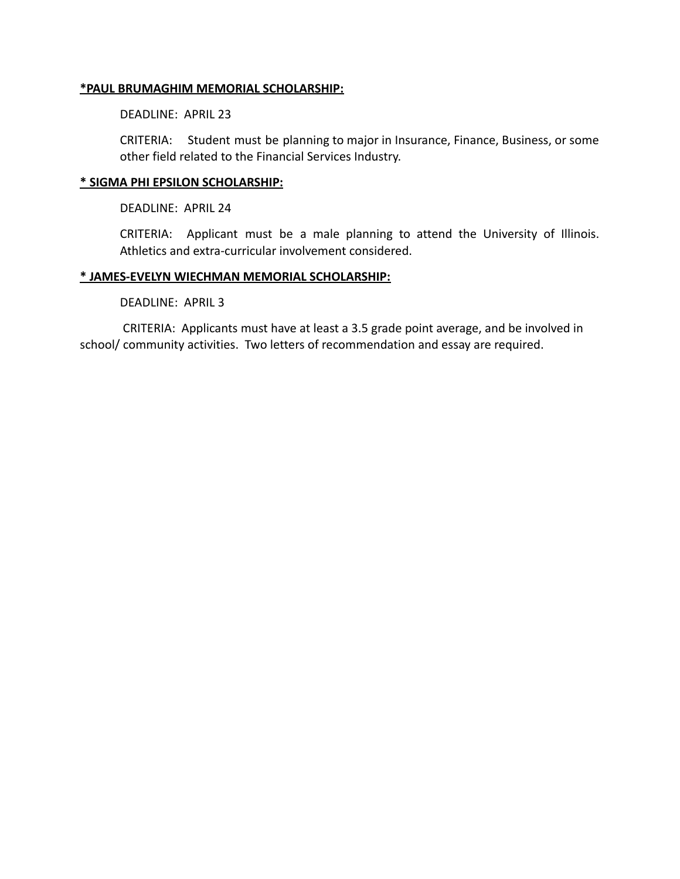**<u>*PAUL BRUMAGHIM MEMORIAL SCHOLARSHIP:</u>**

DEADLINE: APRIL 23

CRITERIA: Student must be planning to major in Insurance, Finance, Business, or some other field related to the Financial Services Industry.

**<u>* SIGMA PHI EPSILON SCHOLARSHIP:</u>**

DEADLINE: APRIL 24

CRITERIA: Applicant must be a male planning to attend the University of Illinois. Athletics and extra-curricular involvement considered.

**<u>* JAMES-EVELYN WIECHMAN MEMORIAL SCHOLARSHIP:</u>**

DEADLINE: APRIL 3

CRITERIA: Applicants must have at least a 3.5 grade point average, and be involved in school/ community activities. Two letters of recommendation and essay are required.